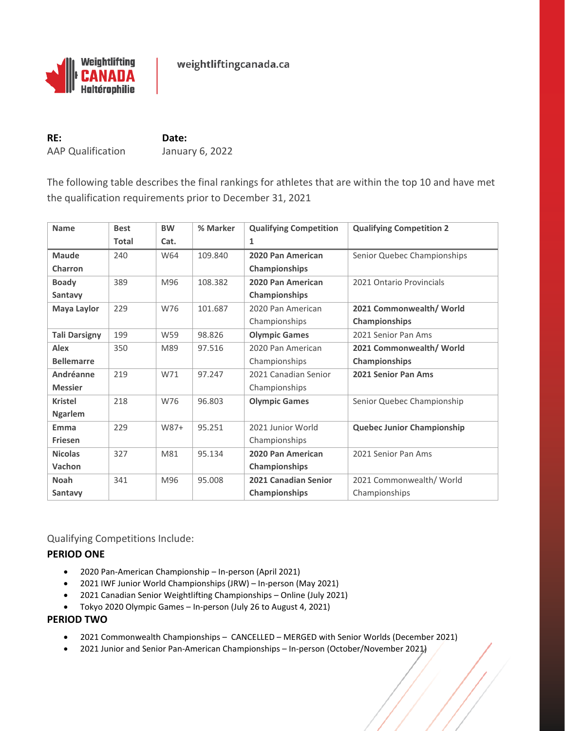weightliftingcanada.ca

**RE:** AAP Qualification

**Date:** January 6, 2022

The following table describes the final rankings for athletes that are within the top 10 and have met the qualification requirements prior to December 31, 2021

| Name | Best Total | BW Cat. | % Marker | Qualifying Competition 1 | Qualifying Competition 2 |
|---|---|---|---|---|---|
| **Maude Charron** | 240 | W64 | 109.840 | **2020 Pan American Championships** | Senior Quebec Championships |
| **Boady Santavy** | 389 | M96 | 108.382 | **2020 Pan American Championships** | 2021 Ontario Provincials |
| **Maya Laylor** | 229 | W76 | 101.687 | 2020 Pan American Championships | **2021 Commonwealth/ World Championships** |
| **Tali Darsigny** | 199 | W59 | 98.826 | **Olympic Games** | 2021 Senior Pan Ams |
| **Alex Bellemarre** | 350 | M89 | 97.516 | 2020 Pan American Championships | **2021 Commonwealth/ World Championships** |
| **Andréanne Messier** | 219 | W71 | 97.247 | 2021 Canadian Senior Championships | **2021 Senior Pan Ams** |
| **Kristel Ngarlem** | 218 | W76 | 96.803 | **Olympic Games** | Senior Quebec Championship |
| **Emma Friesen** | 229 | W87+ | 95.251 | 2021 Junior World Championships | **Quebec Junior Championship** |
| **Nicolas Vachon** | 327 | M81 | 95.134 | **2020 Pan American Championships** | 2021 Senior Pan Ams |
| **Noah Santavy** | 341 | M96 | 95.008 | **2021 Canadian Senior Championships** | 2021 Commonwealth/ World Championships |

Qualifying Competitions Include:

**PERIOD ONE**

- 2020 Pan-American Championship – In-person (April 2021)
- 2021 IWF Junior World Championships (JRW) – In-person (May 2021)
- 2021 Canadian Senior Weightlifting Championships – Online (July 2021)
- Tokyo 2020 Olympic Games – In-person (July 26 to August 4, 2021)

**PERIOD TWO**

- 2021 Commonwealth Championships – CANCELLED – MERGED with Senior Worlds (December 2021)
- 2021 Junior and Senior Pan-American Championships – In-person (October/November 2021)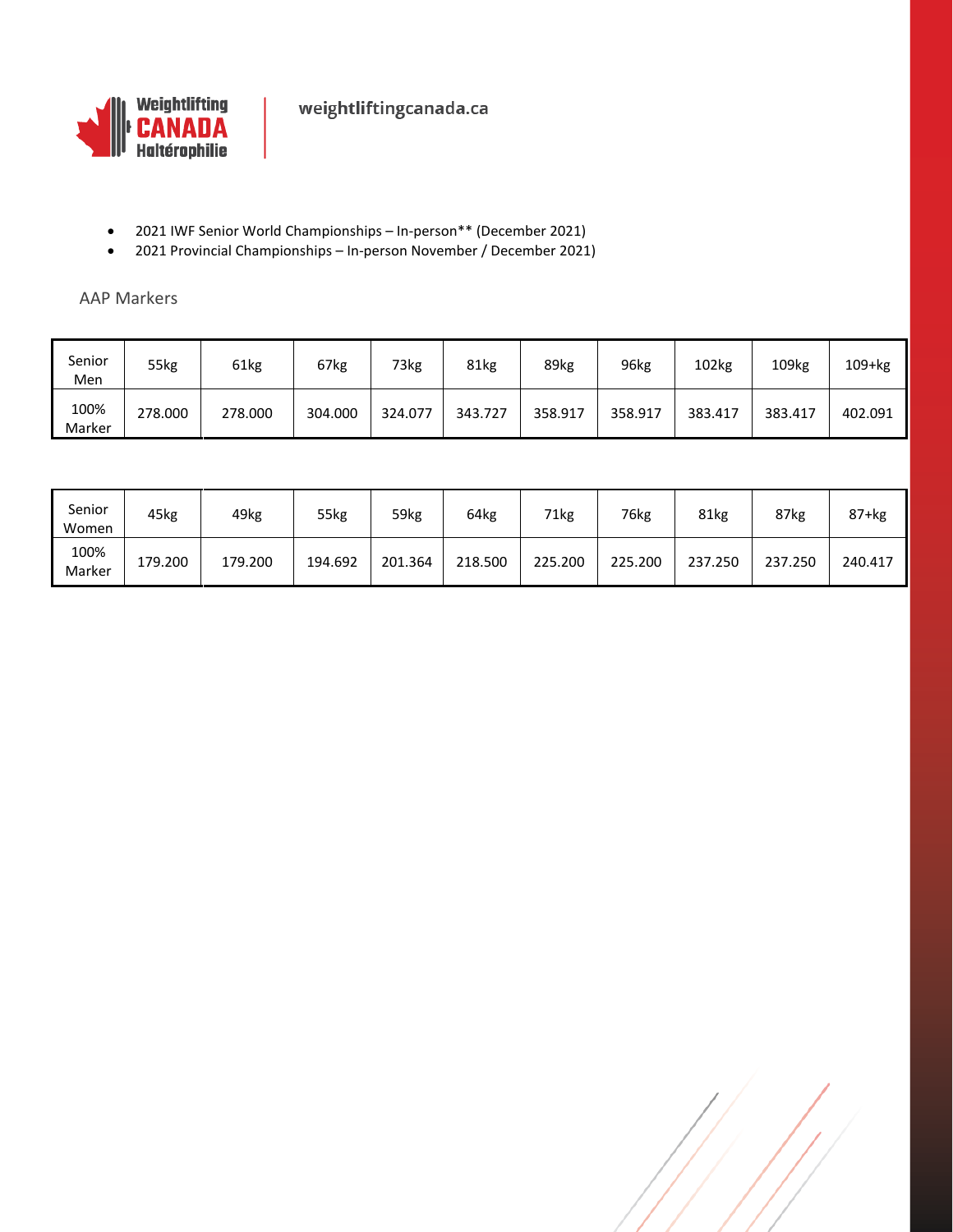- 2021 IWF Senior World Championships – In-person** (December 2021)
- 2021 Provincial Championships – In-person November / December 2021)

## AAP Markers

| Senior Men | 55kg | 61kg | 67kg | 73kg | 81kg | 89kg | 96kg | 102kg | 109kg | 109+kg |
|---|---|---|---|---|---|---|---|---|---|---|
| 100% Marker | 278.000 | 278.000 | 304.000 | 324.077 | 343.727 | 358.917 | 358.917 | 383.417 | 383.417 | 402.091 |

| Senior Women | 45kg | 49kg | 55kg | 59kg | 64kg | 71kg | 76kg | 81kg | 87kg | 87+kg |
|---|---|---|---|---|---|---|---|---|---|---|
| 100% Marker | 179.200 | 179.200 | 194.692 | 201.364 | 218.500 | 225.200 | 225.200 | 237.250 | 237.250 | 240.417 |